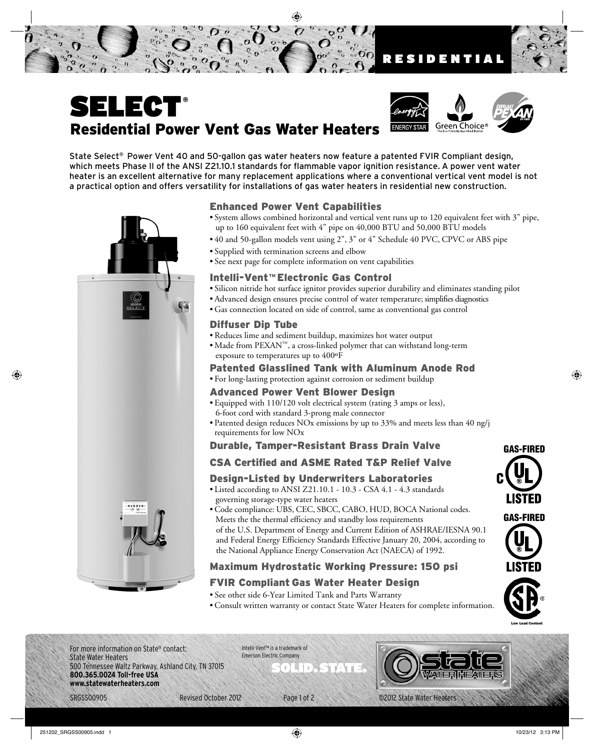RESIDENTIAL

# SELECT®

## Residential Power Vent Gas Water Heaters

State Select® Power Vent 40 and 50-gallon gas water heaters now feature a patented FVIR Compliant design, which meets Phase II of the ANSI Z21.10.1 standards for flammable vapor ignition resistance. A power vent water heater is an excellent alternative for many replacement applications where a conventional vertical vent model is not a practical option and offers versatility for installations of gas water heaters in residential new construction.

### Enhanced Power Vent Capabilities

- System allows combined horizontal and vertical vent runs up to 120 equivalent feet with 3" pipe, up to 160 equivalent feet with 4" pipe on 40,000 BTU and 50,000 BTU models
- 40 and 50-gallon models vent using 2", 3" or 4" Schedule 40 PVC, CPVC or ABS pipe
- Supplied with termination screens and elbow
- See next page for complete information on vent capabilities

### Intelli-Vent™ Electronic Gas Control

- Silicon nitride hot surface ignitor provides superior durability and eliminates standing pilot
- Advanced design ensures precise control of water temperature; simplifies diagnostics
- Gas connection located on side of control, same as conventional gas control

### Diffuser Dip Tube

- Reduces lime and sediment buildup, maximizes hot water output
- Made from PEXAN™, a cross-linked polymer that can withstand long-term exposure to temperatures up to 400ºF

### Patented Glasslined Tank with Aluminum Anode Rod

- For long-lasting protection against corrosion or sediment buildup

### Advanced Power Vent Blower Design

- Equipped with 110/120 volt electrical system (rating 3 amps or less), 6-foot cord with standard 3-prong male connector
- Patented design reduces NOx emissions by up to 33% and meets less than 40 ng/j requirements for low NOx

### Durable, Tamper-Resistant Brass Drain Valve

### CSA Certified and ASME Rated T&P Relief Valve

### Design-Listed by Underwriters Laboratories

- Listed according to ANSI Z21.10.1 - 10.3 - CSA 4.1 - 4.3 standards governing storage-type water heaters
- Code compliance: UBS, CEC, SBCC, CABO, HUD, BOCA National codes. Meets the the thermal efficiency and standby loss requirements of the U.S. Department of Energy and Current Edition of ASHRAE/IESNA 90.1 and Federal Energy Efficiency Standards Effective January 20, 2004, according to the National Appliance Energy Conservation Act (NAECA) of 1992.

### Maximum Hydrostatic Working Pressure: 150 psi

### FVIR Compliant Gas Water Heater Design

- See other side 6-Year Limited Tank and Parts Warranty
- Consult written warranty or contact State Water Heaters for complete information.

GAS-FIRED C UL LISTED

GAS-FIRED UL LISTED

Low Lead Content

For more information on State® contact:
State Water Heaters
500 Tennessee Waltz Parkway, Ashland City, TN 37015
**800.365.0024 Toll-free USA**
**www.statewaterheaters.com**

Intelli-Vent™ is a trademark of Emerson Electric Company

SOLID. STATE.

SRGSS00905 Revised October 2012 ©2012 State Water Heaters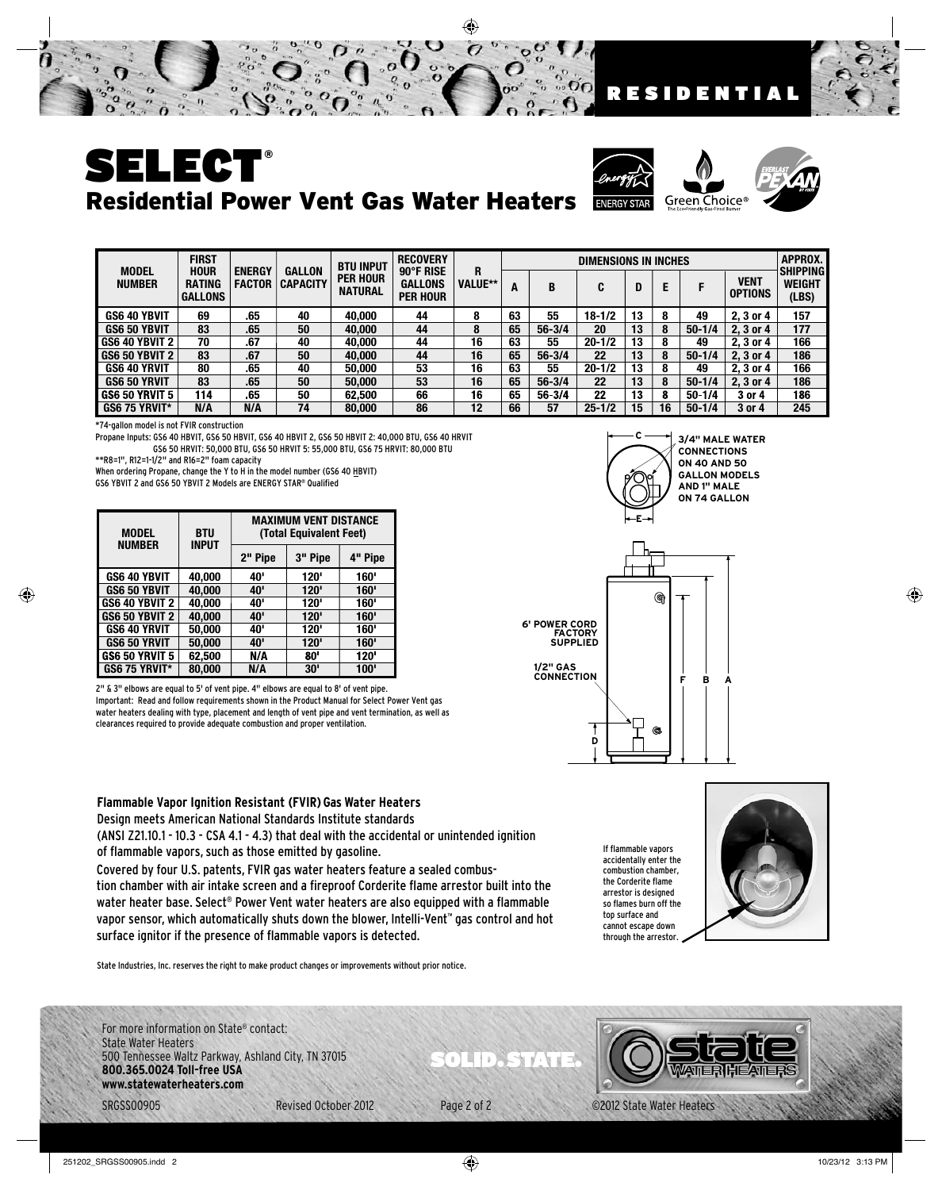RESIDENTIAL

# SELECT®

## Residential Power Vent Gas Water Heaters

| MODEL NUMBER | FIRST HOUR RATING GALLONS | ENERGY FACTOR | GALLON CAPACITY | BTU INPUT PER HOUR NATURAL | RECOVERY 90°F RISE GALLONS PER HOUR | R VALUE** | DIMENSIONS IN INCHES | | | | | | | APPROX. SHIPPING WEIGHT (LBS) |
|---|---|---|---|---|---|---|---|---|---|---|---|---|---|---|
| | | | | | | | A | B | C | D | E | F | VENT OPTIONS | |
| GS6 40 YBVIT | 69 | .65 | 40 | 40,000 | 44 | 8 | 63 | 55 | 18-1/2 | 13 | 8 | 49 | 2, 3 or 4 | 157 |
| GS6 50 YBVIT | 83 | .65 | 50 | 40,000 | 44 | 8 | 65 | 56-3/4 | 20 | 13 | 8 | 50-1/4 | 2, 3 or 4 | 177 |
| GS6 40 YBVIT 2 | 70 | .67 | 40 | 40,000 | 44 | 16 | 63 | 55 | 20-1/2 | 13 | 8 | 49 | 2, 3 or 4 | 166 |
| GS6 50 YBVIT 2 | 83 | .67 | 50 | 40,000 | 44 | 16 | 65 | 56-3/4 | 22 | 13 | 8 | 50-1/4 | 2, 3 or 4 | 186 |
| GS6 40 YRVIT | 80 | .65 | 40 | 50,000 | 53 | 16 | 63 | 55 | 20-1/2 | 13 | 8 | 49 | 2, 3 or 4 | 166 |
| GS6 50 YRVIT | 83 | .65 | 50 | 50,000 | 53 | 16 | 65 | 56-3/4 | 22 | 13 | 8 | 50-1/4 | 2, 3 or 4 | 186 |
| GS6 50 YRVIT 5 | 114 | .65 | 50 | 62,500 | 66 | 16 | 65 | 56-3/4 | 22 | 13 | 8 | 50-1/4 | 3 or 4 | 186 |
| GS6 75 YRVIT* | N/A | N/A | 74 | 80,000 | 86 | 12 | 66 | 57 | 25-1/2 | 15 | 16 | 50-1/4 | 3 or 4 | 245 |

*74-gallon model is not FVIR construction

Propane Inputs: GS6 40 HBVIT, GS6 50 HBVIT, GS6 40 HBVIT 2, GS6 50 HBVIT 2: 40,000 BTU, GS6 40 HRVIT
GS6 50 HRVIT: 50,000 BTU, GS6 50 HRVIT 5: 55,000 BTU, GS6 75 HRVIT: 80,000 BTU

**R8=1", R12=1-1/2" and R16=2" foam capacity

When ordering Propane, change the Y to H in the model number (GS6 40 HBVIT)

GS6 YBVIT 2 and GS6 50 YBVIT 2 Models are ENERGY STAR® Qualified

3/4" MALE WATER CONNECTIONS ON 40 AND 50 GALLON MODELS AND 1" MALE ON 74 GALLON

| MODEL NUMBER | BTU INPUT | MAXIMUM VENT DISTANCE (Total Equivalent Feet) | | |
|---|---|---|---|---|
| | | 2" Pipe | 3" Pipe | 4" Pipe |
| GS6 40 YBVIT | 40,000 | 40' | 120' | 160' |
| GS6 50 YBVIT | 40,000 | 40' | 120' | 160' |
| GS6 40 YBVIT 2 | 40,000 | 40' | 120' | 160' |
| GS6 50 YBVIT 2 | 40,000 | 40' | 120' | 160' |
| GS6 40 YRVIT | 50,000 | 40' | 120' | 160' |
| GS6 50 YRVIT | 50,000 | 40' | 120' | 160' |
| GS6 50 YRVIT 5 | 62,500 | N/A | 80' | 120' |
| GS6 75 YRVIT* | 80,000 | N/A | 30' | 100' |

2" & 3" elbows are equal to 5' of vent pipe. 4" elbows are equal to 8' of vent pipe.

Important: Read and follow requirements shown in the Product Manual for Select Power Vent gas water heaters dealing with type, placement and length of vent pipe and vent termination, as well as clearances required to provide adequate combustion and proper ventilation.

6' POWER CORD FACTORY SUPPLIED

1/2" GAS CONNECTION

### Flammable Vapor Ignition Resistant (FVIR) Gas Water Heaters

Design meets American National Standards Institute standards (ANSI Z21.10.1 - 10.3 - CSA 4.1 - 4.3) that deal with the accidental or unintended ignition of flammable vapors, such as those emitted by gasoline.

Covered by four U.S. patents, FVIR gas water heaters feature a sealed combustion chamber with air intake screen and a fireproof Corderite flame arrestor built into the water heater base. Select® Power Vent water heaters are also equipped with a flammable vapor sensor, which automatically shuts down the blower, Intelli-Vent™ gas control and hot surface ignitor if the presence of flammable vapors is detected.

If flammable vapors accidentally enter the combustion chamber, the Corderite flame arrestor is designed so flames burn off the top surface and cannot escape down through the arrestor.

State Industries, Inc. reserves the right to make product changes or improvements without prior notice.

For more information on State® contact:
State Water Heaters
500 Tennessee Waltz Parkway, Ashland City, TN 37015
**800.365.0024 Toll-free USA**
**www.statewaterheaters.com**

SOLID. STATE.

SRGSS00905 Revised October 2012 ©2012 State Water Heaters